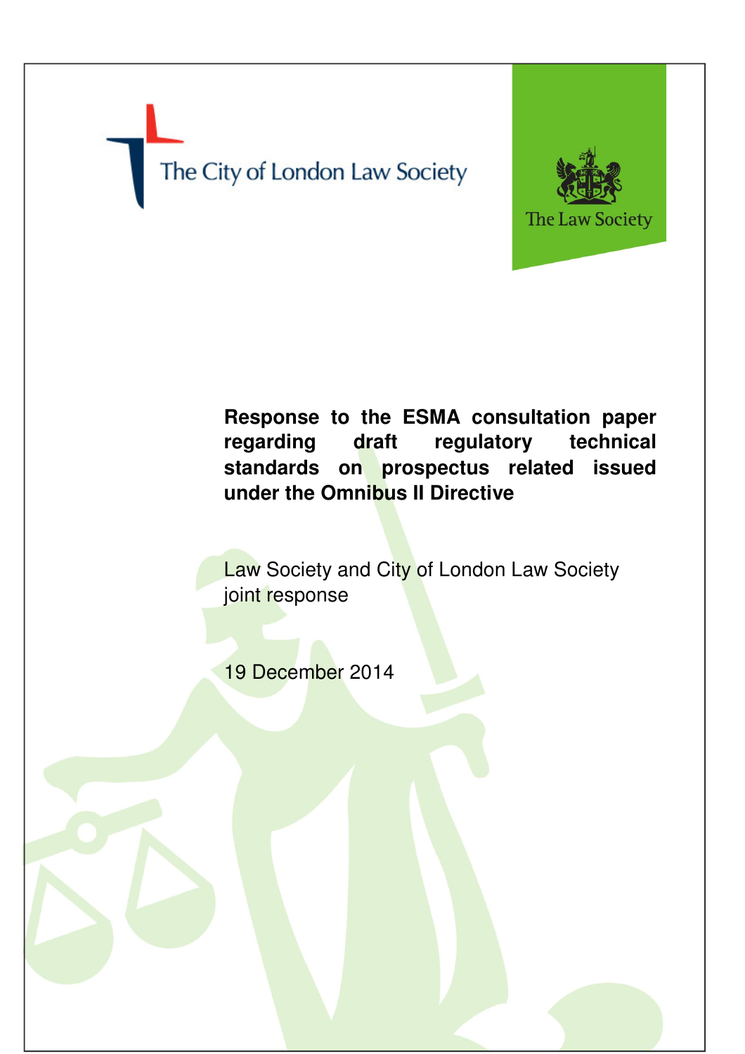The City of London Law Society

The Law Society

# Response to the ESMA consultation paper regarding draft regulatory technical standards on prospectus related issued under the Omnibus II Directive

Law Society and City of London Law Society joint response

19 December 2014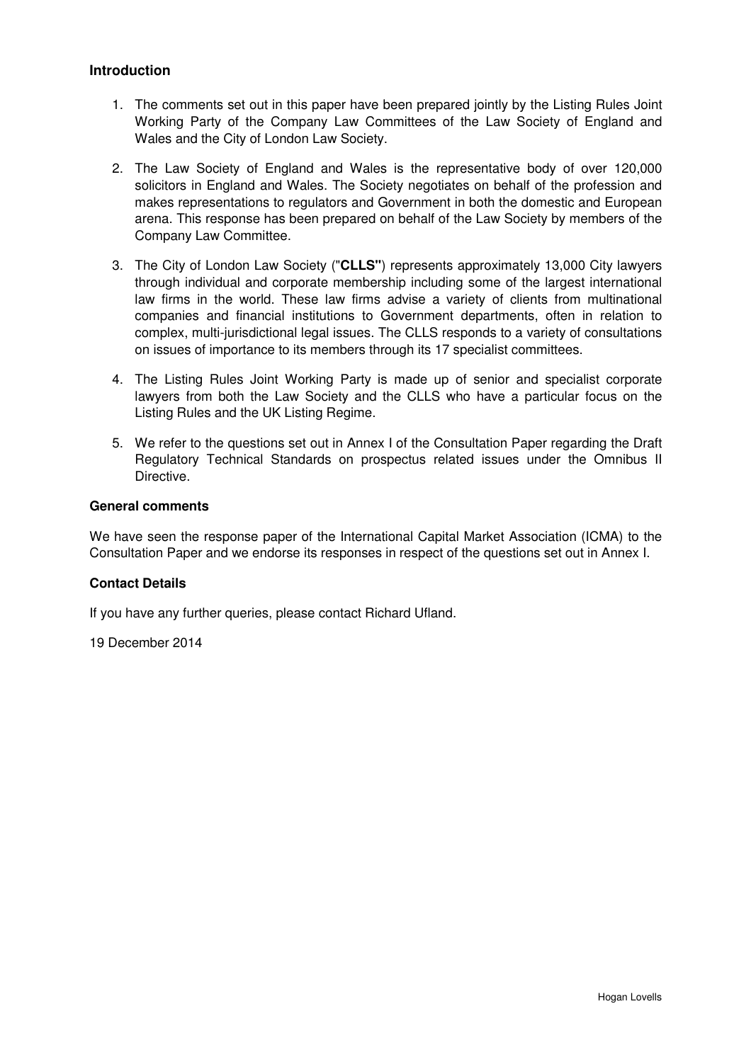## Introduction

1. The comments set out in this paper have been prepared jointly by the Listing Rules Joint Working Party of the Company Law Committees of the Law Society of England and Wales and the City of London Law Society.

2. The Law Society of England and Wales is the representative body of over 120,000 solicitors in England and Wales. The Society negotiates on behalf of the profession and makes representations to regulators and Government in both the domestic and European arena. This response has been prepared on behalf of the Law Society by members of the Company Law Committee.

3. The City of London Law Society ("**CLLS**") represents approximately 13,000 City lawyers through individual and corporate membership including some of the largest international law firms in the world. These law firms advise a variety of clients from multinational companies and financial institutions to Government departments, often in relation to complex, multi-jurisdictional legal issues. The CLLS responds to a variety of consultations on issues of importance to its members through its 17 specialist committees.

4. The Listing Rules Joint Working Party is made up of senior and specialist corporate lawyers from both the Law Society and the CLLS who have a particular focus on the Listing Rules and the UK Listing Regime.

5. We refer to the questions set out in Annex I of the Consultation Paper regarding the Draft Regulatory Technical Standards on prospectus related issues under the Omnibus II Directive.

## General comments

We have seen the response paper of the International Capital Market Association (ICMA) to the Consultation Paper and we endorse its responses in respect of the questions set out in Annex I.

## Contact Details

If you have any further queries, please contact Richard Ufland.

19 December 2014

Hogan Lovells